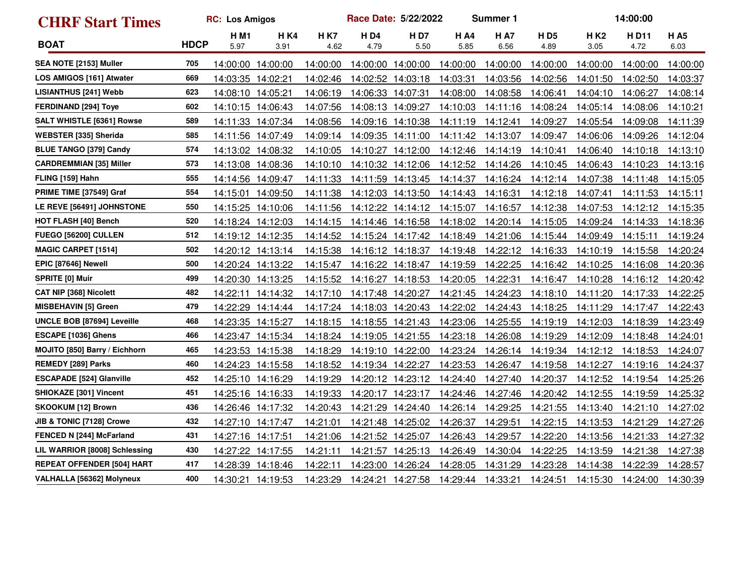# CHRF Start Times

**RC: Los Amigos** | **Race Date: 5/22/2022** | **Summer 1** | **14:00:00**

| BOAT | HDCP | H M1 5.97 | H K4 3.91 | H K7 4.62 | H D4 4.79 | H D7 5.50 | H A4 5.85 | H A7 6.56 | H D5 4.89 | H K2 3.05 | H D11 4.72 | H A5 6.03 |
|---|---|---|---|---|---|---|---|---|---|---|---|---|
| SEA NOTE [2153] Muller | 705 | 14:00:00 | 14:00:00 | 14:00:00 | 14:00:00 | 14:00:00 | 14:00:00 | 14:00:00 | 14:00:00 | 14:00:00 | 14:00:00 | 14:00:00 |
| LOS AMIGOS [161] Atwater | 669 | 14:03:35 | 14:02:21 | 14:02:46 | 14:02:52 | 14:03:18 | 14:03:31 | 14:03:56 | 14:02:56 | 14:01:50 | 14:02:50 | 14:03:37 |
| LISIANTHUS [241] Webb | 623 | 14:08:10 | 14:05:21 | 14:06:19 | 14:06:33 | 14:07:31 | 14:08:00 | 14:08:58 | 14:06:41 | 14:04:10 | 14:06:27 | 14:08:14 |
| FERDINAND [294] Toye | 602 | 14:10:15 | 14:06:43 | 14:07:56 | 14:08:13 | 14:09:27 | 14:10:03 | 14:11:16 | 14:08:24 | 14:05:14 | 14:08:06 | 14:10:21 |
| SALT WHISTLE [6361] Rowse | 589 | 14:11:33 | 14:07:34 | 14:08:56 | 14:09:16 | 14:10:38 | 14:11:19 | 14:12:41 | 14:09:27 | 14:05:54 | 14:09:08 | 14:11:39 |
| WEBSTER [335] Sherida | 585 | 14:11:56 | 14:07:49 | 14:09:14 | 14:09:35 | 14:11:00 | 14:11:42 | 14:13:07 | 14:09:47 | 14:06:06 | 14:09:26 | 14:12:04 |
| BLUE TANGO [379] Candy | 574 | 14:13:02 | 14:08:32 | 14:10:05 | 14:10:27 | 14:12:00 | 14:12:46 | 14:14:19 | 14:10:41 | 14:06:40 | 14:10:18 | 14:13:10 |
| CARDREMMIAN [35] Miller | 573 | 14:13:08 | 14:08:36 | 14:10:10 | 14:10:32 | 14:12:06 | 14:12:52 | 14:14:26 | 14:10:45 | 14:06:43 | 14:10:23 | 14:13:16 |
| FLING [159] Hahn | 555 | 14:14:56 | 14:09:47 | 14:11:33 | 14:11:59 | 14:13:45 | 14:14:37 | 14:16:24 | 14:12:14 | 14:07:38 | 14:11:48 | 14:15:05 |
| PRIME TIME [37549] Graf | 554 | 14:15:01 | 14:09:50 | 14:11:38 | 14:12:03 | 14:13:50 | 14:14:43 | 14:16:31 | 14:12:18 | 14:07:41 | 14:11:53 | 14:15:11 |
| LE REVE [56491] JOHNSTONE | 550 | 14:15:25 | 14:10:06 | 14:11:56 | 14:12:22 | 14:14:12 | 14:15:07 | 14:16:57 | 14:12:38 | 14:07:53 | 14:12:12 | 14:15:35 |
| HOT FLASH [40] Bench | 520 | 14:18:24 | 14:12:03 | 14:14:15 | 14:14:46 | 14:16:58 | 14:18:02 | 14:20:14 | 14:15:05 | 14:09:24 | 14:14:33 | 14:18:36 |
| FUEGO [56200] CULLEN | 512 | 14:19:12 | 14:12:35 | 14:14:52 | 14:15:24 | 14:17:42 | 14:18:49 | 14:21:06 | 14:15:44 | 14:09:49 | 14:15:11 | 14:19:24 |
| MAGIC CARPET [1514] | 502 | 14:20:12 | 14:13:14 | 14:15:38 | 14:16:12 | 14:18:37 | 14:19:48 | 14:22:12 | 14:16:33 | 14:10:19 | 14:15:58 | 14:20:24 |
| EPIC [87646] Newell | 500 | 14:20:24 | 14:13:22 | 14:15:47 | 14:16:22 | 14:18:47 | 14:19:59 | 14:22:25 | 14:16:42 | 14:10:25 | 14:16:08 | 14:20:36 |
| SPRITE [0] Muir | 499 | 14:20:30 | 14:13:25 | 14:15:52 | 14:16:27 | 14:18:53 | 14:20:05 | 14:22:31 | 14:16:47 | 14:10:28 | 14:16:12 | 14:20:42 |
| CAT NIP [368] Nicolett | 482 | 14:22:11 | 14:14:32 | 14:17:10 | 14:17:48 | 14:20:27 | 14:21:45 | 14:24:23 | 14:18:10 | 14:11:20 | 14:17:33 | 14:22:25 |
| MISBEHAVIN [5] Green | 479 | 14:22:29 | 14:14:44 | 14:17:24 | 14:18:03 | 14:20:43 | 14:22:02 | 14:24:43 | 14:18:25 | 14:11:29 | 14:17:47 | 14:22:43 |
| UNCLE BOB [87694] Leveille | 468 | 14:23:35 | 14:15:27 | 14:18:15 | 14:18:55 | 14:21:43 | 14:23:06 | 14:25:55 | 14:19:19 | 14:12:03 | 14:18:39 | 14:23:49 |
| ESCAPE [1036] Ghens | 466 | 14:23:47 | 14:15:34 | 14:18:24 | 14:19:05 | 14:21:55 | 14:23:18 | 14:26:08 | 14:19:29 | 14:12:09 | 14:18:48 | 14:24:01 |
| MOJITO [850] Barry / Eichhorn | 465 | 14:23:53 | 14:15:38 | 14:18:29 | 14:19:10 | 14:22:00 | 14:23:24 | 14:26:14 | 14:19:34 | 14:12:12 | 14:18:53 | 14:24:07 |
| REMEDY [289] Parks | 460 | 14:24:23 | 14:15:58 | 14:18:52 | 14:19:34 | 14:22:27 | 14:23:53 | 14:26:47 | 14:19:58 | 14:12:27 | 14:19:16 | 14:24:37 |
| ESCAPADE [524] Glanville | 452 | 14:25:10 | 14:16:29 | 14:19:29 | 14:20:12 | 14:23:12 | 14:24:40 | 14:27:40 | 14:20:37 | 14:12:52 | 14:19:54 | 14:25:26 |
| SHIOKAZE [301] Vincent | 451 | 14:25:16 | 14:16:33 | 14:19:33 | 14:20:17 | 14:23:17 | 14:24:46 | 14:27:46 | 14:20:42 | 14:12:55 | 14:19:59 | 14:25:32 |
| SKOOKUM [12] Brown | 436 | 14:26:46 | 14:17:32 | 14:20:43 | 14:21:29 | 14:24:40 | 14:26:14 | 14:29:25 | 14:21:55 | 14:13:40 | 14:21:10 | 14:27:02 |
| JIB & TONIC [7128] Crowe | 432 | 14:27:10 | 14:17:47 | 14:21:01 | 14:21:48 | 14:25:02 | 14:26:37 | 14:29:51 | 14:22:15 | 14:13:53 | 14:21:29 | 14:27:26 |
| FENCED N [244] McFarland | 431 | 14:27:16 | 14:17:51 | 14:21:06 | 14:21:52 | 14:25:07 | 14:26:43 | 14:29:57 | 14:22:20 | 14:13:56 | 14:21:33 | 14:27:32 |
| LIL WARRIOR [8008] Schlessing | 430 | 14:27:22 | 14:17:55 | 14:21:11 | 14:21:57 | 14:25:13 | 14:26:49 | 14:30:04 | 14:22:25 | 14:13:59 | 14:21:38 | 14:27:38 |
| REPEAT OFFENDER [504] HART | 417 | 14:28:39 | 14:18:46 | 14:22:11 | 14:23:00 | 14:26:24 | 14:28:05 | 14:31:29 | 14:23:28 | 14:14:38 | 14:22:39 | 14:28:57 |
| VALHALLA [56362] Molyneux | 400 | 14:30:21 | 14:19:53 | 14:23:29 | 14:24:21 | 14:27:58 | 14:29:44 | 14:33:21 | 14:24:51 | 14:15:30 | 14:24:00 | 14:30:39 |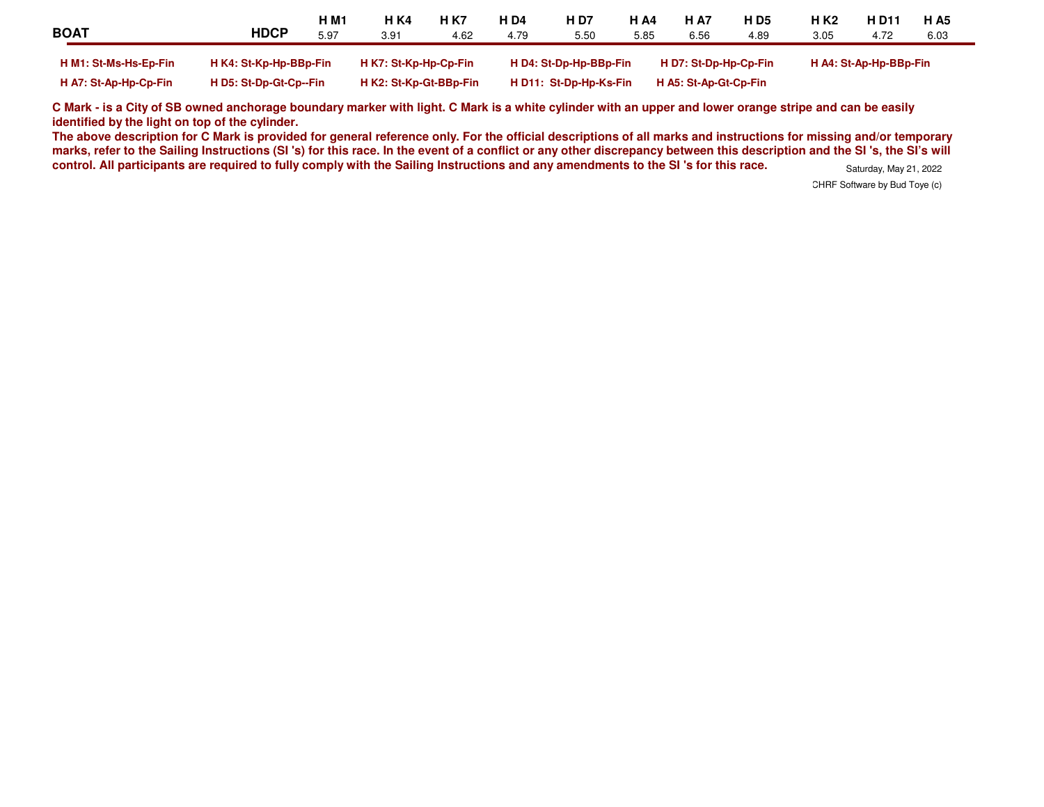| BOAT | HDCP | H M1 | H K4 | H K7 | H D4 | H D7 | H A4 | H A7 | H D5 | H K2 | H D11 | H A5 |
|---|---|---|---|---|---|---|---|---|---|---|---|---|
| | | 5.97 | 3.91 | 4.62 | 4.79 | 5.50 | 5.85 | 6.56 | 4.89 | 3.05 | 4.72 | 6.03 |

**H M1: St-Ms-Hs-Ep-Fin** **H K4: St-Kp-Hp-BBp-Fin** **H K7: St-Kp-Hp-Cp-Fin** **H D4: St-Dp-Hp-BBp-Fin** **H D7: St-Dp-Hp-Cp-Fin** **H A4: St-Ap-Hp-BBp-Fin**

**H A7: St-Ap-Hp-Cp-Fin** **H D5: St-Dp-Gt-Cp--Fin** **H K2: St-Kp-Gt-BBp-Fin** **H D11: St-Dp-Hp-Ks-Fin** **H A5: St-Ap-Gt-Cp-Fin**

**C Mark - is a City of SB owned anchorage boundary marker with light. C Mark is a white cylinder with an upper and lower orange stripe and can be easily identified by the light on top of the cylinder.**

**The above description for C Mark is provided for general reference only. For the official descriptions of all marks and instructions for missing and/or temporary marks, refer to the Sailing Instructions (SI 's) for this race. In the event of a conflict or any other discrepancy between this description and the SI 's, the SI's will control. All participants are required to fully comply with the Sailing Instructions and any amendments to the SI 's for this race.**

Saturday, May 21, 2022

CHRF Software by Bud Toye (c)